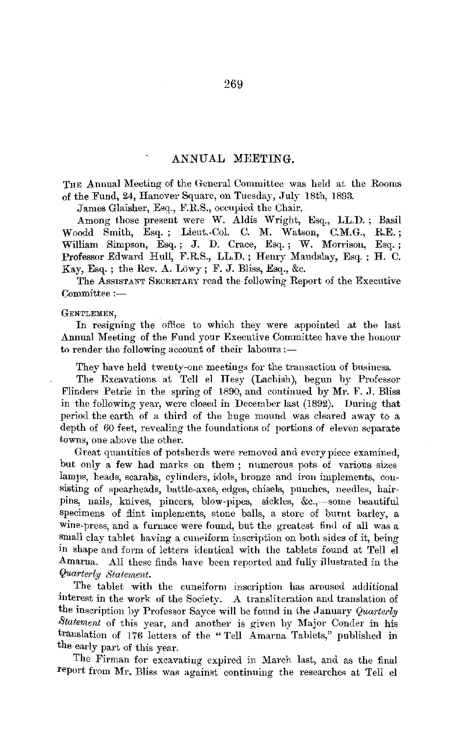# ANNUAL MEETING.

The Annual Meeting of the General Committee was held at the Rooms of the Fund, 24, Hanover Square, on Tuesday, July 18th, 1893.

James Glaisher, Esq., F.R.S., occupied the Chair.

Among those present were W. Aldis Wright, Esq., LL.D.; Basil Woodd Smith, Esq.; Lieut.-Col. C. M. Watson, C.M.G., R.E.; William Simpson, Esq.; J. D. Crace, Esq.; W. Morrison, Esq.; Professor Edward Hull, F.R.S., LL.D.; Henry Maudslay, Esq.; H. C. Kay, Esq.; the Rev. A. Löwy; F. J. Bliss, Esq., &c.

The Assistant Secretary read the following Report of the Executive Committee:—

Gentlemen,

In resigning the office to which they were appointed at the last Annual Meeting of the Fund your Executive Committee have the honour to render the following account of their labours:—

They have held twenty-one meetings for the transaction of business.

The Excavations at Tell el Hesy (Lachish), begun by Professor Flinders Petrie in the spring of 1890, and continued by Mr. F. J. Bliss in the following year, were closed in December last (1892). During that period the earth of a third of the huge mound was cleared away to a depth of 60 feet, revealing the foundations of portions of eleven separate towns, one above the other.

Great quantities of potsherds were removed and every piece examined, but only a few had marks on them; numerous pots of various sizes lamps, beads, scarabs, cylinders, idols, bronze and iron implements, consisting of spearheads, battle-axes, edges, chisels, punches, needles, hairpins, nails, knives, pincers, blow-pipes, sickles, &c.,—some beautiful specimens of flint implements, stone balls, a store of burnt barley, a wine-press, and a furnace were found, but the greatest find of all was a small clay tablet having a cuneiform inscription on both sides of it, being in shape and form of letters identical with the tablets found at Tell el Amarna. All these finds have been reported and fully illustrated in the *Quarterly Statement*.

The tablet with the cuneiform inscription has aroused additional interest in the work of the Society. A transliteration and translation of the inscription by Professor Sayce will be found in the January *Quarterly Statement* of this year, and another is given by Major Conder in his translation of 176 letters of the "Tell Amarna Tablets," published in the early part of this year.

The Firman for excavating expired in March last, and as the final report from Mr. Bliss was against continuing the researches at Tell el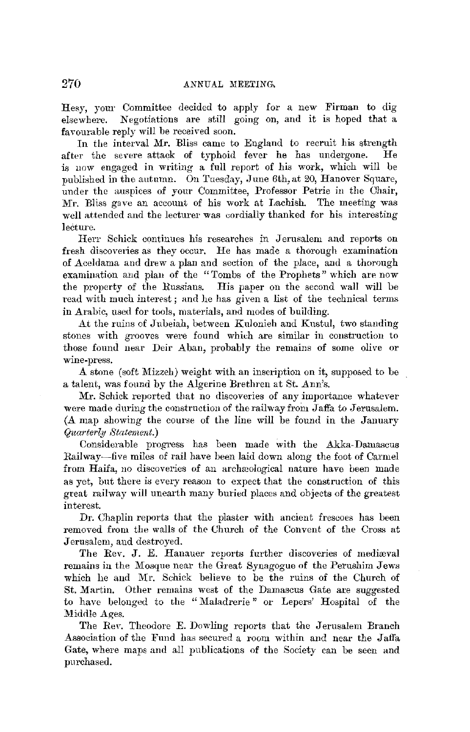Hesy, your Committee decided to apply for a new Firman to dig elsewhere. Negotiations are still going on, and it is hoped that a favourable reply will be received soon.

In the interval Mr. Bliss came to England to recruit his strength after the severe attack of typhoid fever he has undergone. He is now engaged in writing a full report of his work, which will be published in the autumn. On Tuesday, June 6th, at 20, Hanover Square, under the auspices of your Committee, Professor Petrie in the Chair, Mr. Bliss gave an account of his work at Lachish. The meeting was well attended and the lecturer was cordially thanked for his interesting lecture.

Herr Schick continues his researches in Jerusalem and reports on fresh discoveries as they occur. He has made a thorough examination of Aceldama and drew a plan and section of the place, and a thorough examination and plan of the "Tombs of the Prophets" which are now the property of the Russians. His paper on the second wall will be read with much interest; and he has given a list of the technical terms in Arabic, used for tools, materials, and modes of building.

At the ruins of Jubeiah, between Kulonieh and Kustul, two standing stones with grooves were found which are similar in construction to those found near Deir Aban, probably the remains of some olive or wine-press.

A stone (soft Mizzeh) weight with an inscription on it, supposed to be a talent, was found by the Algerine Brethren at St. Ann's.

Mr. Schick reported that no discoveries of any importance whatever were made during the construction of the railway from Jaffa to Jerusalem. (A map showing the course of the line will be found in the January *Quarterly Statement.*)

Considerable progress has been made with the Akka-Damascus Railway—five miles of rail have been laid down along the foot of Carmel from Haifa, no discoveries of an archæological nature have been made as yet, but there is every reason to expect that the construction of this great railway will unearth many buried places and objects of the greatest interest.

Dr. Chaplin reports that the plaster with ancient frescoes has been removed from the walls of the Church of the Convent of the Cross at Jerusalem, and destroyed.

The Rev. J. E. Hanauer reports further discoveries of mediæval remains in the Mosque near the Great Synagogue of the Perushim Jews which he and Mr. Schick believe to be the ruins of the Church of St. Martin. Other remains west of the Damascus Gate are suggested to have belonged to the "Maladrerie" or Lepers' Hospital of the Middle Ages.

The Rev. Theodore E. Dowling reports that the Jerusalem Branch Association of the Fund has secured a room within and near the Jaffa Gate, where maps and all publications of the Society can be seen and purchased.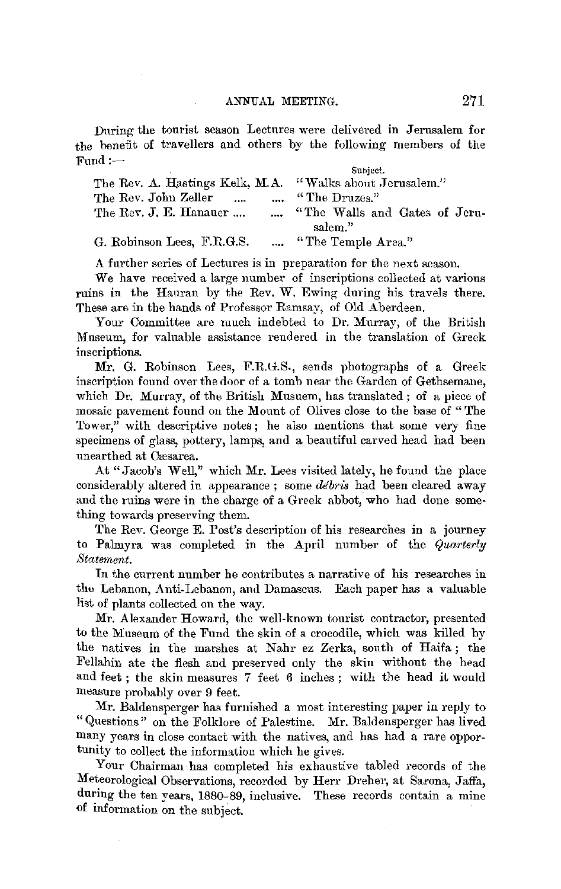During the tourist season Lectures were delivered in Jerusalem for the benefit of travellers and others by the following members of the Fund :—

| | Subject. |
|---|---|
| The Rev. A. Hastings Kelk, M.A. | "Walks about Jerusalem." |
| The Rev. John Zeller .... .... | "The Druzes." |
| The Rev. J. E. Hanauer .... .... | "The Walls and Gates of Jerusalem." |
| G. Robinson Lees, F.R.G.S. .... | "The Temple Area." |

A further series of Lectures is in preparation for the next season.

We have received a large number of inscriptions collected at various ruins in the Hauran by the Rev. W. Ewing during his travels there. These are in the hands of Professor Ramsay, of Old Aberdeen.

Your Committee are much indebted to Dr. Murray, of the British Museum, for valuable assistance rendered in the translation of Greek inscriptions.

Mr. G. Robinson Lees, F.R.G.S., sends photographs of a Greek inscription found over the door of a tomb near the Garden of Gethsemane, which Dr. Murray, of the British Musuem, has translated ; of a piece of mosaic pavement found on the Mount of Olives close to the base of "The Tower," with descriptive notes ; he also mentions that some very fine specimens of glass, pottery, lamps, and a beautiful carved head had been unearthed at Cæsarea.

At "Jacob's Well," which Mr. Lees visited lately, he found the place considerably altered in appearance ; some *débris* had been cleared away and the ruins were in the charge of a Greek abbot, who had done something towards preserving them.

The Rev. George E. Post's description of his researches in a journey to Palmyra was completed in the April number of the *Quarterly Statement*.

In the current number he contributes a narrative of his researches in the Lebanon, Anti-Lebanon, and Damascus. Each paper has a valuable list of plants collected on the way.

Mr. Alexander Howard, the well-known tourist contractor, presented to the Museum of the Fund the skin of a crocodile, which was killed by the natives in the marshes at Nahr ez Zerka, south of Haifa ; the Fellahin ate the flesh and preserved only the skin without the head and feet ; the skin measures 7 feet 6 inches ; with the head it would measure probably over 9 feet.

Mr. Baldensperger has furnished a most interesting paper in reply to "Questions" on the Folklore of Palestine. Mr. Baldensperger has lived many years in close contact with the natives, and has had a rare opportunity to collect the information which he gives.

Your Chairman has completed his exhaustive tabled records of the Meteorological Observations, recorded by Herr Dreher, at Sarona, Jaffa, during the ten years, 1880–89, inclusive. These records contain a mine of information on the subject.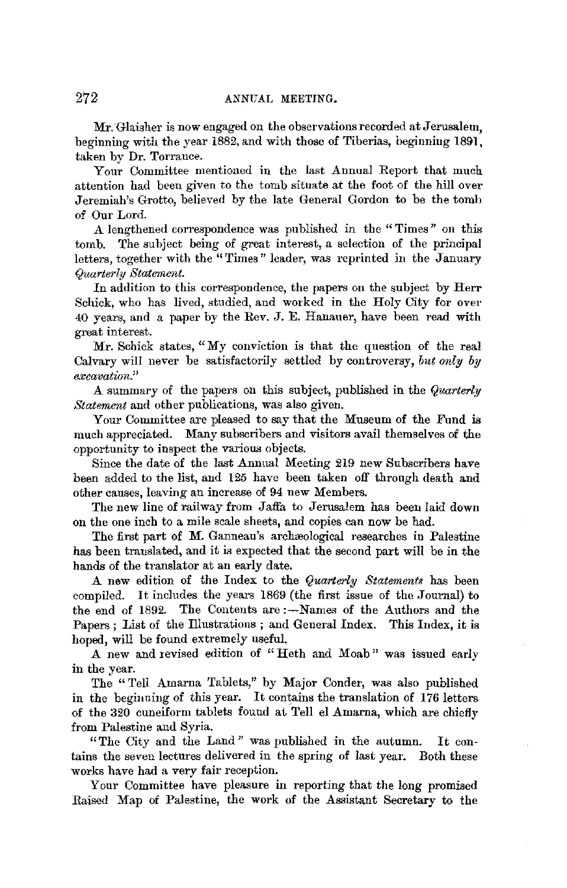Mr. Glaisher is now engaged on the observations recorded at Jerusalem, beginning with the year 1882, and with those of Tiberias, beginning 1891, taken by Dr. Torrance.

Your Committee mentioned in the last Annual Report that much attention had been given to the tomb situate at the foot of the hill over Jeremiah's Grotto, believed by the late General Gordon to be the tomb of Our Lord.

A lengthened correspondence was published in the "Times" on this tomb. The subject being of great interest, a selection of the principal letters, together with the "Times" leader, was reprinted in the January *Quarterly Statement.*

In addition to this correspondence, the papers on the subject by Herr Schick, who has lived, studied, and worked in the Holy City for over 40 years, and a paper by the Rev. J. E. Hanauer, have been read with great interest.

Mr. Schick states, "My conviction is that the question of the real Calvary will never be satisfactorily settled by controversy, *but only by excavation.*"

A summary of the papers on this subject, published in the *Quarterly Statement* and other publications, was also given.

Your Committee are pleased to say that the Museum of the Fund is much appreciated. Many subscribers and visitors avail themselves of the opportunity to inspect the various objects.

Since the date of the last Annual Meeting 219 new Subscribers have been added to the list, and 125 have been taken off through death and other causes, leaving an increase of 94 new Members.

The new line of railway from Jaffa to Jerusalem has been laid down on the one inch to a mile scale sheets, and copies can now be had.

The first part of M. Ganneau's archæological researches in Palestine has been translated, and it is expected that the second part will be in the hands of the translator at an early date.

A new edition of the Index to the *Quarterly Statements* has been compiled. It includes the years 1869 (the first issue of the Journal) to the end of 1892. The Contents are :—Names of the Authors and the Papers ; List of the Illustrations ; and General Index. This Index, it is hoped, will be found extremely useful.

A new and revised edition of "Heth and Moab" was issued early in the year.

The "Tell Amarna Tablets," by Major Conder, was also published in the beginning of this year. It contains the translation of 176 letters of the 320 cuneiform tablets found at Tell el Amarna, which are chiefly from Palestine and Syria.

"The City and the Land" was published in the autumn. It contains the seven lectures delivered in the spring of last year. Both these works have had a very fair reception.

Your Committee have pleasure in reporting that the long promised Raised Map of Palestine, the work of the Assistant Secretary to the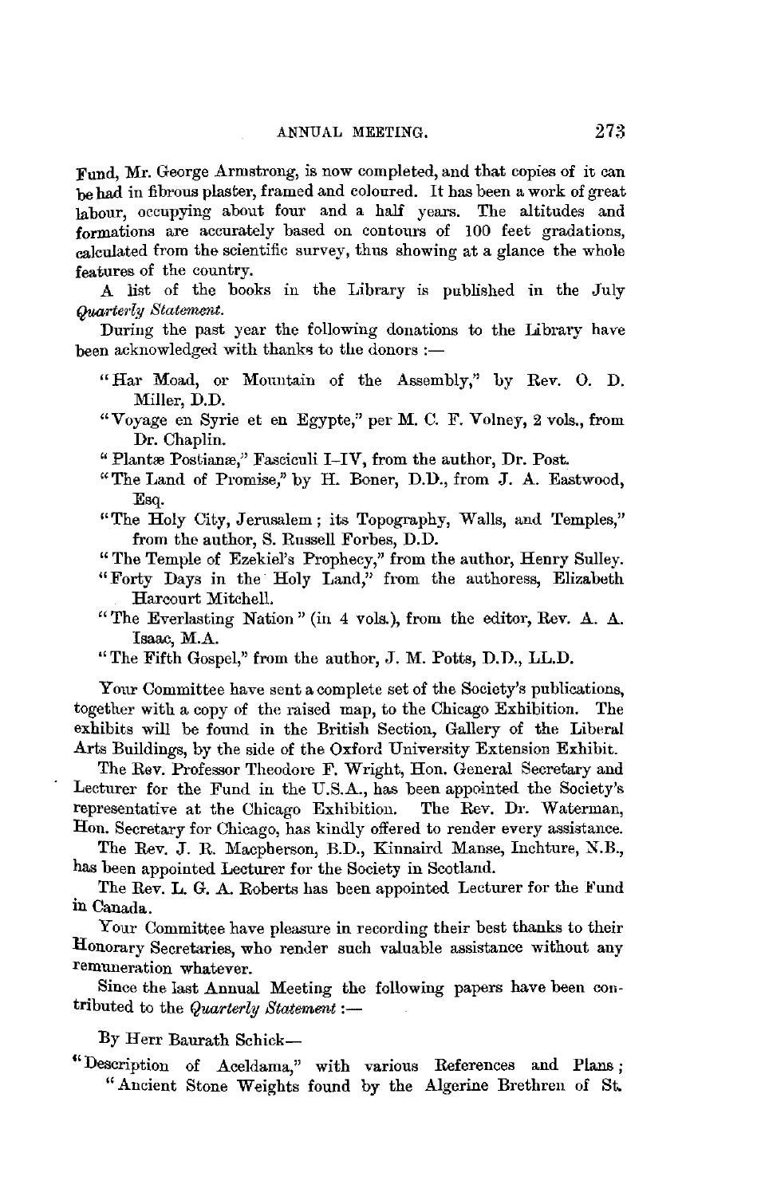Fund, Mr. George Armstrong, is now completed, and that copies of it can be had in fibrous plaster, framed and coloured. It has been a work of great labour, occupying about four and a half years. The altitudes and formations are accurately based on contours of 100 feet gradations, calculated from the scientific survey, thus showing at a glance the whole features of the country.

A list of the books in the Library is published in the July *Quarterly Statement*.

During the past year the following donations to the Library have been acknowledged with thanks to the donors :—

- "Har Moad, or Mountain of the Assembly," by Rev. O. D. Miller, D.D.
- "Voyage en Syrie et en Egypte," per M. C. F. Volney, 2 vols., from Dr. Chaplin.
- "Plantæ Postianæ," Fasciculi I–IV, from the author, Dr. Post.
- "The Land of Promise," by H. Boner, D.D., from J. A. Eastwood, Esq.
- "The Holy City, Jerusalem ; its Topography, Walls, and Temples," from the author, S. Russell Forbes, D.D.
- "The Temple of Ezekiel's Prophecy," from the author, Henry Sulley.
- "Forty Days in the Holy Land," from the authoress, Elizabeth Harcourt Mitchell.
- "The Everlasting Nation" (in 4 vols.), from the editor, Rev. A. A. Isaac, M.A.
- "The Fifth Gospel," from the author, J. M. Potts, D.D., LL.D.

Your Committee have sent a complete set of the Society's publications, together with a copy of the raised map, to the Chicago Exhibition. The exhibits will be found in the British Section, Gallery of the Liberal Arts Buildings, by the side of the Oxford University Extension Exhibit.

The Rev. Professor Theodore F. Wright, Hon. General Secretary and Lecturer for the Fund in the U.S.A., has been appointed the Society's representative at the Chicago Exhibition. The Rev. Dr. Waterman, Hon. Secretary for Chicago, has kindly offered to render every assistance.

The Rev. J. R. Macpherson, B.D., Kinnaird Manse, Inchture, N.B., has been appointed Lecturer for the Society in Scotland.

The Rev. L. G. A. Roberts has been appointed Lecturer for the Fund in Canada.

Your Committee have pleasure in recording their best thanks to their Honorary Secretaries, who render such valuable assistance without any remuneration whatever.

Since the last Annual Meeting the following papers have been contributed to the *Quarterly Statement* :—

By Herr Baurath Schick—

"Description of Aceldama," with various References and Plans ;
"Ancient Stone Weights found by the Algerine Brethren of St.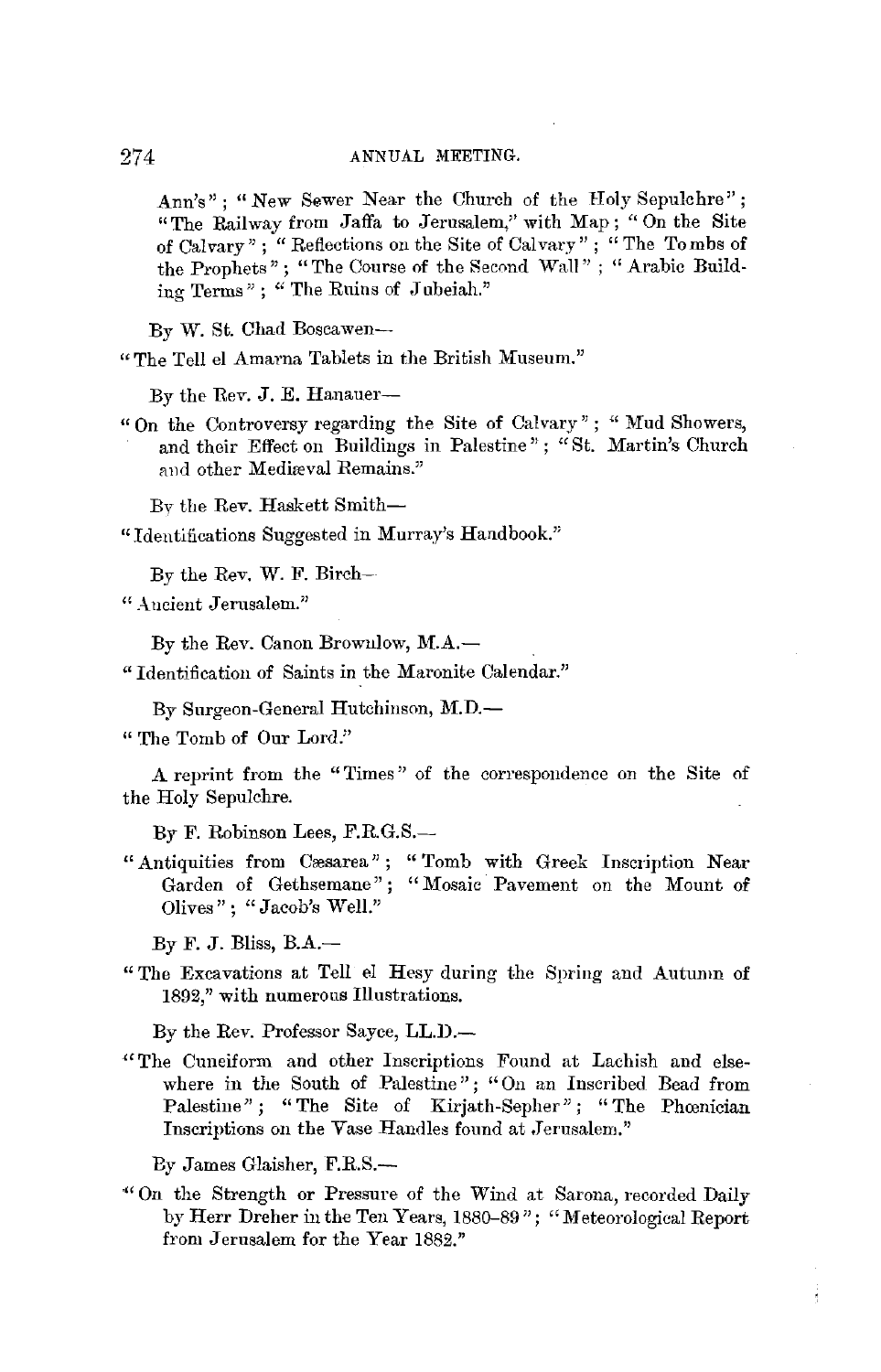Ann's"; "New Sewer Near the Church of the Holy Sepulchre"; "The Railway from Jaffa to Jerusalem," with Map; "On the Site of Calvary"; "Reflections on the Site of Calvary"; "The Tombs of the Prophets"; "The Course of the Second Wall"; "Arabic Building Terms"; "The Ruins of Jubeiah."

By W. St. Chad Boscawen—

"The Tell el Amarna Tablets in the British Museum."

By the Rev. J. E. Hanauer—

"On the Controversy regarding the Site of Calvary"; "Mud Showers, and their Effect on Buildings in Palestine"; "St. Martin's Church and other Mediæval Remains."

By the Rev. Haskett Smith—

"Identifications Suggested in Murray's Handbook."

By the Rev. W. F. Birch—

"Ancient Jerusalem."

By the Rev. Canon Brownlow, M.A.—

"Identification of Saints in the Maronite Calendar."

By Surgeon-General Hutchinson, M.D.—

"The Tomb of Our Lord."

A reprint from the "Times" of the correspondence on the Site of the Holy Sepulchre.

By F. Robinson Lees, F.R.G.S.—

"Antiquities from Cæsarea"; "Tomb with Greek Inscription Near Garden of Gethsemane"; "Mosaic Pavement on the Mount of Olives"; "Jacob's Well."

By F. J. Bliss, B.A.—

"The Excavations at Tell el Hesy during the Spring and Autumn of 1892," with numerous Illustrations.

By the Rev. Professor Sayce, LL.D.—

"The Cuneiform and other Inscriptions Found at Lachish and elsewhere in the South of Palestine"; "On an Inscribed Bead from Palestine"; "The Site of Kirjath-Sepher"; "The Phœnician Inscriptions on the Vase Handles found at Jerusalem."

By James Glaisher, F.R.S.—

"On the Strength or Pressure of the Wind at Sarona, recorded Daily by Herr Dreher in the Ten Years, 1880–89"; "Meteorological Report from Jerusalem for the Year 1882."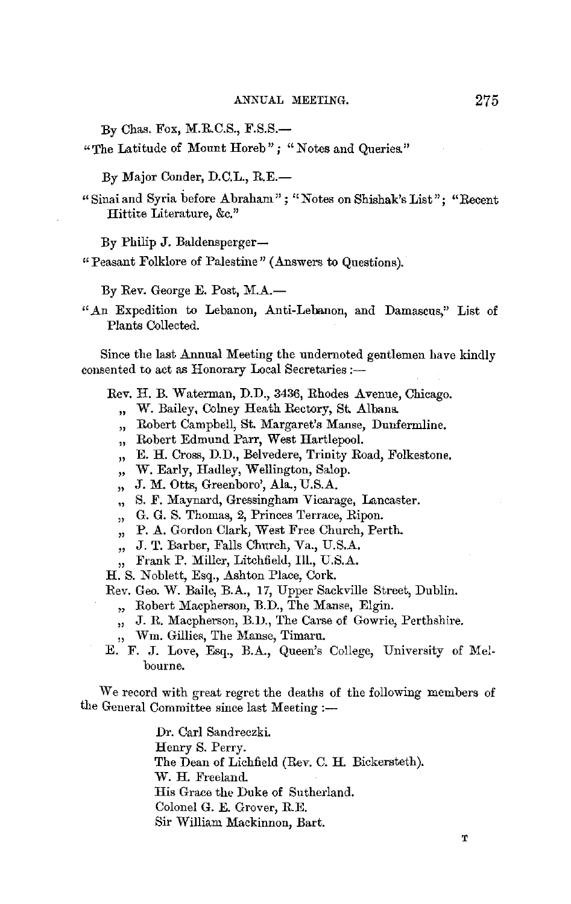By Chas. Fox, M.R.C.S., F.S.S.—

"The Latitude of Mount Horeb"; "Notes and Queries."

By Major Conder, D.C.L., R.E.—

"Sinai and Syria before Abraham"; "Notes on Shishak's List"; "Recent Hittite Literature, &c."

By Philip J. Baldensperger—

"Peasant Folklore of Palestine" (Answers to Questions).

By Rev. George E. Post, M.A.—

"An Expedition to Lebanon, Anti-Lebanon, and Damascus," List of Plants Collected.

Since the last Annual Meeting the undernoted gentlemen have kindly consented to act as Honorary Local Secretaries :—

Rev. H. B. Waterman, D.D., 3436, Rhodes Avenue, Chicago.
 „ W. Bailey, Colney Heath Rectory, St. Albans.
 „ Robert Campbell, St. Margaret's Manse, Dunfermline.
 „ Robert Edmund Parr, West Hartlepool.
 „ E. H. Cross, D.D., Belvedere, Trinity Road, Folkestone.
 „ W. Early, Hadley, Wellington, Salop.
 „ J. M. Otts, Greenboro', Ala., U.S.A.
 „ S. F. Maynard, Gressingham Vicarage, Lancaster.
 „ G. G. S. Thomas, 2, Princes Terrace, Ripon.
 „ P. A. Gordon Clark, West Free Church, Perth.
 „ J. T. Barber, Falls Church, Va., U.S.A.
 „ Frank P. Miller, Litchfield, Ill., U.S.A.
H. S. Noblett, Esq., Ashton Place, Cork.
Rev. Geo. W. Baile, B.A., 17, Upper Sackville Street, Dublin.
 „ Robert Macpherson, B.D., The Manse, Elgin.
 „ J. R. Macpherson, B.D., The Carse of Gowrie, Perthshire.
 „ Wm. Gillies, The Manse, Timaru.
E. F. J. Love, Esq., B.A., Queen's College, University of Melbourne.

We record with great regret the deaths of the following members of the General Committee since last Meeting :—

Dr. Carl Sandreczki.
Henry S. Perry.
The Dean of Lichfield (Rev. C. H. Bickersteth).
W. H. Freeland.
His Grace the Duke of Sutherland.
Colonel G. E. Grover, R.E.
Sir William Mackinnon, Bart.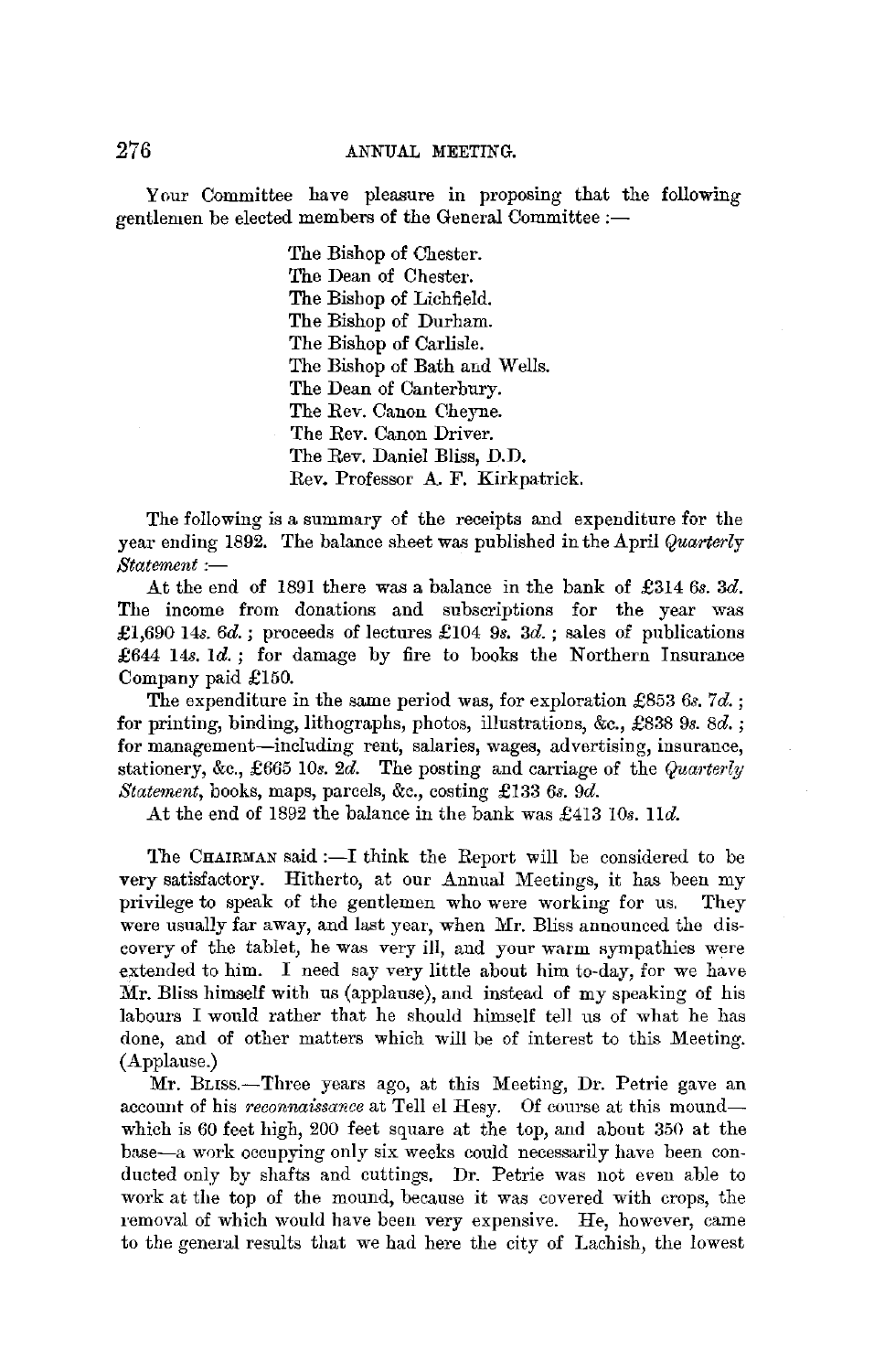Your Committee have pleasure in proposing that the following gentlemen be elected members of the General Committee :—

The Bishop of Chester.  
The Dean of Chester.  
The Bishop of Lichfield.  
The Bishop of Durham.  
The Bishop of Carlisle.  
The Bishop of Bath and Wells.  
The Dean of Canterbury.  
The Rev. Canon Cheyne.  
The Rev. Canon Driver.  
The Rev. Daniel Bliss, D.D.  
Rev. Professor A. F. Kirkpatrick.

The following is a summary of the receipts and expenditure for the year ending 1892. The balance sheet was published in the April *Quarterly Statement* :—

At the end of 1891 there was a balance in the bank of £314 6*s*. 3*d*. The income from donations and subscriptions for the year was £1,690 14*s*. 6*d*.; proceeds of lectures £104 9*s*. 3*d*.; sales of publications £644 14*s*. 1*d*.; for damage by fire to books the Northern Insurance Company paid £150.

The expenditure in the same period was, for exploration £853 6*s*. 7*d*.; for printing, binding, lithographs, photos, illustrations, &c., £838 9*s*. 8*d*.; for management—including rent, salaries, wages, advertising, insurance, stationery, &c., £665 10*s*. 2*d*. The posting and carriage of the *Quarterly Statement*, books, maps, parcels, &c., costing £133 6*s*. 9*d*.

At the end of 1892 the balance in the bank was £413 10*s*. 11*d*.

The Chairman said :—I think the Report will be considered to be very satisfactory. Hitherto, at our Annual Meetings, it has been my privilege to speak of the gentlemen who were working for us. They were usually far away, and last year, when Mr. Bliss announced the discovery of the tablet, he was very ill, and your warm sympathies were extended to him. I need say very little about him to-day, for we have Mr. Bliss himself with us (applause), and instead of my speaking of his labours I would rather that he should himself tell us of what he has done, and of other matters which will be of interest to this Meeting. (Applause.)

Mr. Bliss.—Three years ago, at this Meeting, Dr. Petrie gave an account of his *reconnaissance* at Tell el Hesy. Of course at this mound—which is 60 feet high, 200 feet square at the top, and about 350 at the base—a work occupying only six weeks could necessarily have been conducted only by shafts and cuttings. Dr. Petrie was not even able to work at the top of the mound, because it was covered with crops, the removal of which would have been very expensive. He, however, came to the general results that we had here the city of Lachish, the lowest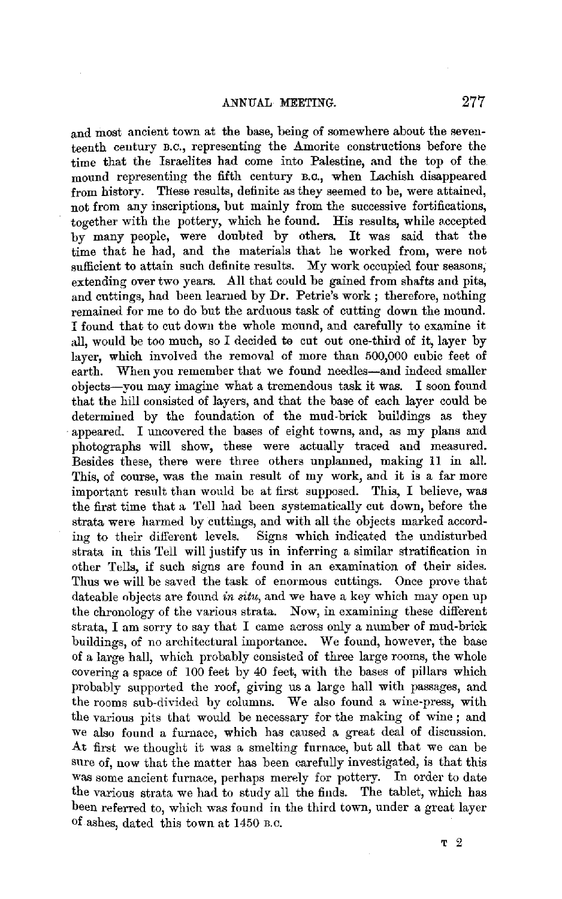and most ancient town at the base, being of somewhere about the seventeenth century B.C., representing the Amorite constructions before the time that the Israelites had come into Palestine, and the top of the mound representing the fifth century B.C., when Lachish disappeared from history. These results, definite as they seemed to be, were attained, not from any inscriptions, but mainly from the successive fortifications, together with the pottery, which he found. His results, while accepted by many people, were doubted by others. It was said that the time that he had, and the materials that he worked from, were not sufficient to attain such definite results. My work occupied four seasons, extending over two years. All that could be gained from shafts and pits, and cuttings, had been learned by Dr. Petrie's work; therefore, nothing remained for me to do but the arduous task of cutting down the mound. I found that to cut down the whole mound, and carefully to examine it all, would be too much, so I decided to cut out one-third of it, layer by layer, which involved the removal of more than 500,000 cubic feet of earth. When you remember that we found needles—and indeed smaller objects—you may imagine what a tremendous task it was. I soon found that the hill consisted of layers, and that the base of each layer could be determined by the foundation of the mud-brick buildings as they appeared. I uncovered the bases of eight towns, and, as my plans and photographs will show, these were actually traced and measured. Besides these, there were three others unplanned, making 11 in all. This, of course, was the main result of my work, and it is a far more important result than would be at first supposed. This, I believe, was the first time that a Tell had been systematically cut down, before the strata were harmed by cuttings, and with all the objects marked according to their different levels. Signs which indicated the undisturbed strata in this Tell will justify us in inferring a similar stratification in other Tells, if such signs are found in an examination of their sides. Thus we will be saved the task of enormous cuttings. Once prove that dateable objects are found *in situ*, and we have a key which may open up the chronology of the various strata. Now, in examining these different strata, I am sorry to say that I came across only a number of mud-brick buildings, of no architectural importance. We found, however, the base of a large hall, which probably consisted of three large rooms, the whole covering a space of 100 feet by 40 feet, with the bases of pillars which probably supported the roof, giving us a large hall with passages, and the rooms sub-divided by columns. We also found a wine-press, with the various pits that would be necessary for the making of wine; and we also found a furnace, which has caused a great deal of discussion. At first we thought it was a smelting furnace, but all that we can be sure of, now that the matter has been carefully investigated, is that this was some ancient furnace, perhaps merely for pottery. In order to date the various strata we had to study all the finds. The tablet, which has been referred to, which was found in the third town, under a great layer of ashes, dated this town at 1450 B.C.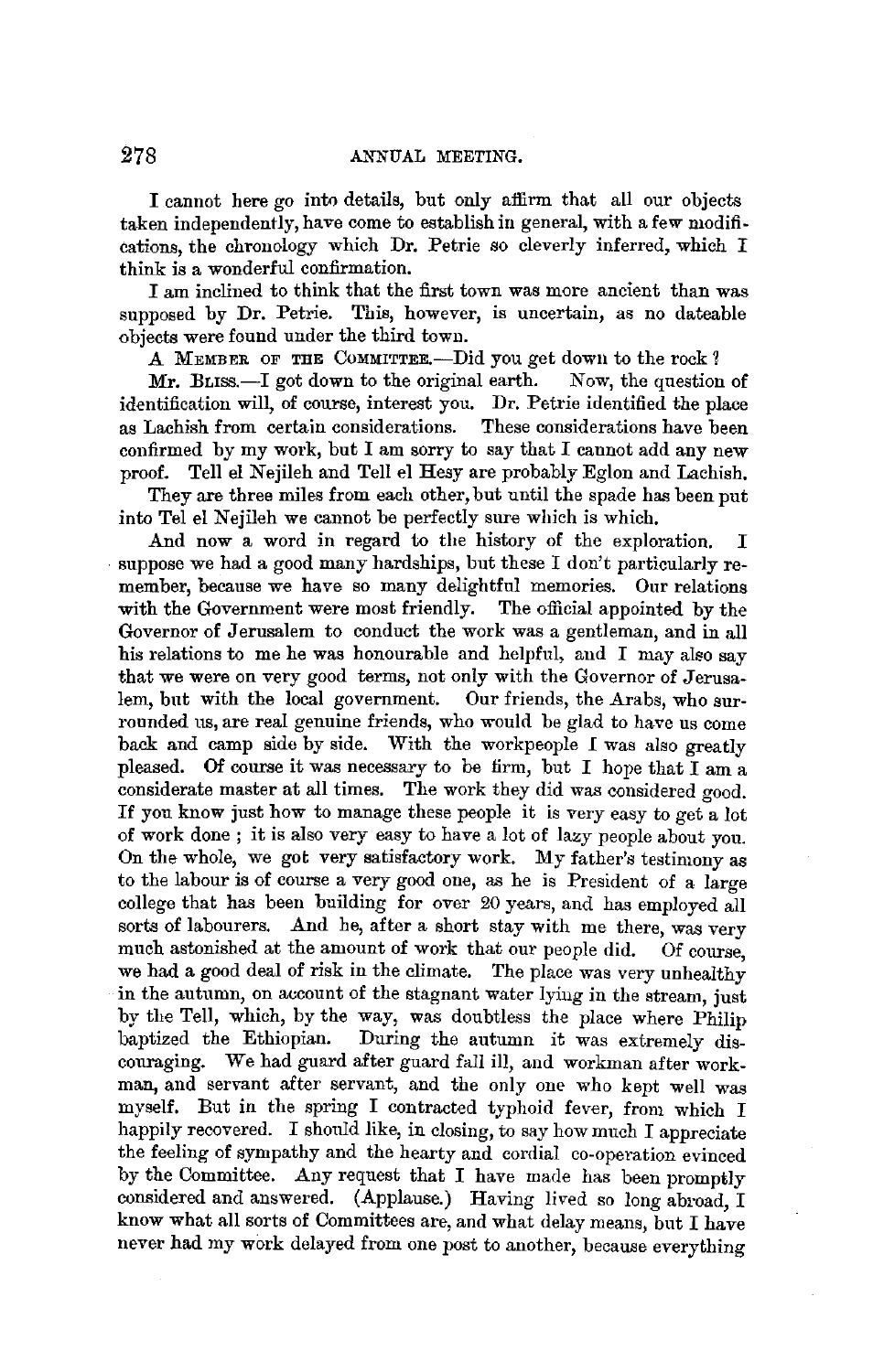I cannot here go into details, but only affirm that all our objects taken independently, have come to establish in general, with a few modifications, the chronology which Dr. Petrie so cleverly inferred, which I think is a wonderful confirmation.

I am inclined to think that the first town was more ancient than was supposed by Dr. Petrie. This, however, is uncertain, as no dateable objects were found under the third town.

A MEMBER OF THE COMMITTEE.—Did you get down to the rock?

MR. BLISS.—I got down to the original earth. Now, the question of identification will, of course, interest you. Dr. Petrie identified the place as Lachish from certain considerations. These considerations have been confirmed by my work, but I am sorry to say that I cannot add any new proof. Tell el Nejileh and Tell el Hesy are probably Eglon and Lachish. They are three miles from each other, but until the spade has been put into Tel el Nejileh we cannot be perfectly sure which is which.

And now a word in regard to the history of the exploration. I suppose we had a good many hardships, but these I don't particularly remember, because we have so many delightful memories. Our relations with the Government were most friendly. The official appointed by the Governor of Jerusalem to conduct the work was a gentleman, and in all his relations to me he was honourable and helpful, and I may also say that we were on very good terms, not only with the Governor of Jerusalem, but with the local government. Our friends, the Arabs, who surrounded us, are real genuine friends, who would be glad to have us come back and camp side by side. With the workpeople I was also greatly pleased. Of course it was necessary to be firm, but I hope that I am a considerate master at all times. The work they did was considered good. If you know just how to manage these people it is very easy to get a lot of work done; it is also very easy to have a lot of lazy people about you. On the whole, we got very satisfactory work. My father's testimony as to the labour is of course a very good one, as he is President of a large college that has been building for over 20 years, and has employed all sorts of labourers. And he, after a short stay with me there, was very much astonished at the amount of work that our people did. Of course, we had a good deal of risk in the climate. The place was very unhealthy in the autumn, on account of the stagnant water lying in the stream, just by the Tell, which, by the way, was doubtless the place where Philip baptized the Ethiopian. During the autumn it was extremely discouraging. We had guard after guard fall ill, and workman after workman, and servant after servant, and the only one who kept well was myself. But in the spring I contracted typhoid fever, from which I happily recovered. I should like, in closing, to say how much I appreciate the feeling of sympathy and the hearty and cordial co-operation evinced by the Committee. Any request that I have made has been promptly considered and answered. (Applause.) Having lived so long abroad, I know what all sorts of Committees are, and what delay means, but I have never had my work delayed from one post to another, because everything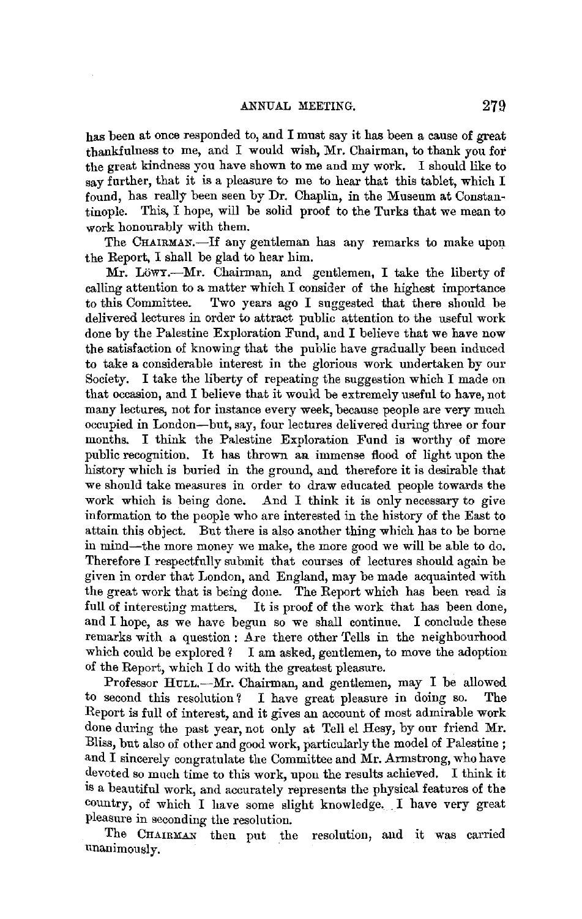has been at once responded to, and I must say it has been a cause of great thankfulness to me, and I would wish, Mr. Chairman, to thank you for the great kindness you have shown to me and my work. I should like to say further, that it is a pleasure to me to hear that this tablet, which I found, has really been seen by Dr. Chaplin, in the Museum at Constantinople. This, I hope, will be solid proof to the Turks that we mean to work honourably with them.

The CHAIRMAN.—If any gentleman has any remarks to make upon the Report, I shall be glad to hear him.

Mr. LÖWY.—Mr. Chairman, and gentlemen, I take the liberty of calling attention to a matter which I consider of the highest importance to this Committee. Two years ago I suggested that there should be delivered lectures in order to attract public attention to the useful work done by the Palestine Exploration Fund, and I believe that we have now the satisfaction of knowing that the public have gradually been induced to take a considerable interest in the glorious work undertaken by our Society. I take the liberty of repeating the suggestion which I made on that occasion, and I believe that it would be extremely useful to have, not many lectures, not for instance every week, because people are very much occupied in London—but, say, four lectures delivered during three or four months. I think the Palestine Exploration Fund is worthy of more public recognition. It has thrown an immense flood of light upon the history which is buried in the ground, and therefore it is desirable that we should take measures in order to draw educated people towards the work which is being done. And I think it is only necessary to give information to the people who are interested in the history of the East to attain this object. But there is also another thing which has to be borne in mind—the more money we make, the more good we will be able to do. Therefore I respectfully submit that courses of lectures should again be given in order that London, and England, may be made acquainted with the great work that is being done. The Report which has been read is full of interesting matters. It is proof of the work that has been done, and I hope, as we have begun so we shall continue. I conclude these remarks with a question: Are there other Tells in the neighbourhood which could be explored? I am asked, gentlemen, to move the adoption of the Report, which I do with the greatest pleasure.

Professor HULL.—Mr. Chairman, and gentlemen, may I be allowed to second this resolution? I have great pleasure in doing so. The Report is full of interest, and it gives an account of most admirable work done during the past year, not only at Tell el Hesy, by our friend Mr. Bliss, but also of other and good work, particularly the model of Palestine; and I sincerely congratulate the Committee and Mr. Armstrong, who have devoted so much time to this work, upon the results achieved. I think it is a beautiful work, and accurately represents the physical features of the country, of which I have some slight knowledge. I have very great pleasure in seconding the resolution.

The CHAIRMAN then put the resolution, and it was carried unanimously.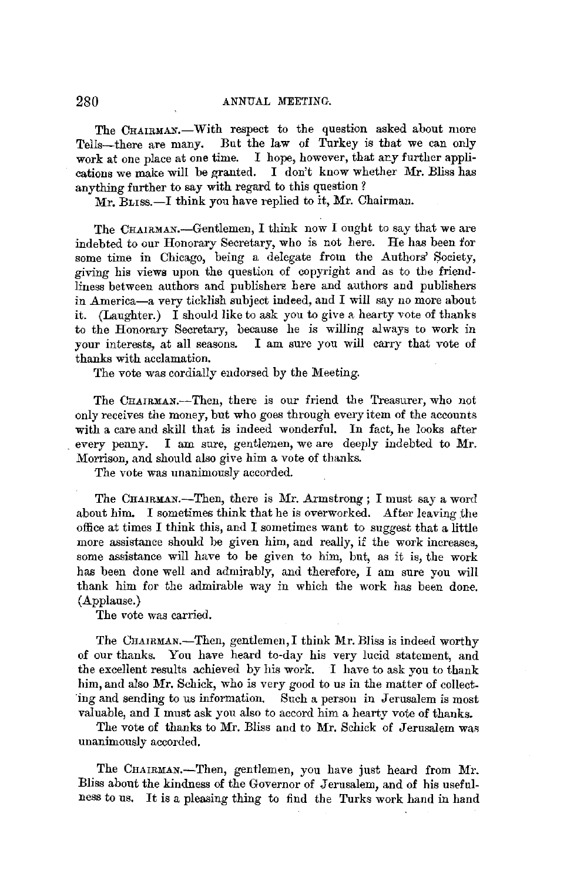The Chairman.—With respect to the question asked about more Tells—there are many. But the law of Turkey is that we can only work at one place at one time. I hope, however, that any further applications we make will be granted. I don't know whether Mr. Bliss has anything further to say with regard to this question?

Mr. Bliss.—I think you have replied to it, Mr. Chairman.

The Chairman.—Gentlemen, I think now I ought to say that we are indebted to our Honorary Secretary, who is not here. He has been for some time in Chicago, being a delegate from the Authors' Society, giving his views upon the question of copyright and as to the friendliness between authors and publishers here and authors and publishers in America—a very ticklish subject indeed, and I will say no more about it. (Laughter.) I should like to ask you to give a hearty vote of thanks to the Honorary Secretary, because he is willing always to work in your interests, at all seasons. I am sure you will carry that vote of thanks with acclamation.

The vote was cordially endorsed by the Meeting.

The Chairman.—Then, there is our friend the Treasurer, who not only receives the money, but who goes through every item of the accounts with a care and skill that is indeed wonderful. In fact, he looks after every penny. I am sure, gentlemen, we are deeply indebted to Mr. Morrison, and should also give him a vote of thanks.

The vote was unanimously accorded.

The Chairman.—Then, there is Mr. Armstrong; I must say a word about him. I sometimes think that he is overworked. After leaving the office at times I think this, and I sometimes want to suggest that a little more assistance should be given him, and really, if the work increases, some assistance will have to be given to him, but, as it is, the work has been done well and admirably, and therefore, I am sure you will thank him for the admirable way in which the work has been done. (Applause.)

The vote was carried.

The Chairman.—Then, gentlemen, I think Mr. Bliss is indeed worthy of our thanks. You have heard to-day his very lucid statement, and the excellent results achieved by his work. I have to ask you to thank him, and also Mr. Schick, who is very good to us in the matter of collecting and sending to us information. Such a person in Jerusalem is most valuable, and I must ask you also to accord him a hearty vote of thanks.

The vote of thanks to Mr. Bliss and to Mr. Schick of Jerusalem was unanimously accorded.

The Chairman.—Then, gentlemen, you have just heard from Mr. Bliss about the kindness of the Governor of Jerusalem, and of his usefulness to us. It is a pleasing thing to find the Turks work hand in hand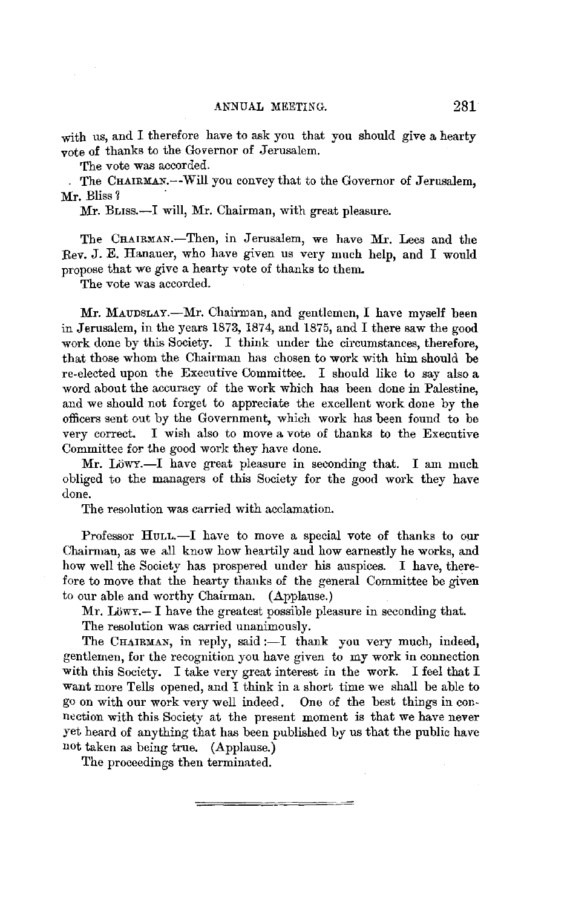with us, and I therefore have to ask you that you should give a hearty vote of thanks to the Governor of Jerusalem.

The vote was accorded.

The CHAIRMAN.—Will you convey that to the Governor of Jerusalem, Mr. Bliss?

Mr. BLISS.—I will, Mr. Chairman, with great pleasure.

The CHAIRMAN.—Then, in Jerusalem, we have Mr. Lees and the Rev. J. E. Hanauer, who have given us very much help, and I would propose that we give a hearty vote of thanks to them.

The vote was accorded.

Mr. MAUDSLAY.—Mr. Chairman, and gentlemen, I have myself been in Jerusalem, in the years 1873, 1874, and 1875, and I there saw the good work done by this Society. I think under the circumstances, therefore, that those whom the Chairman has chosen to work with him should be re-elected upon the Executive Committee. I should like to say also a word about the accuracy of the work which has been done in Palestine, and we should not forget to appreciate the excellent work done by the officers sent out by the Government, which work has been found to be very correct. I wish also to move a vote of thanks to the Executive Committee for the good work they have done.

Mr. LÖWY.—I have great pleasure in seconding that. I am much obliged to the managers of this Society for the good work they have done.

The resolution was carried with acclamation.

Professor HULL.—I have to move a special vote of thanks to our Chairman, as we all know how heartily and how earnestly he works, and how well the Society has prospered under his auspices. I have, therefore to move that the hearty thanks of the general Committee be given to our able and worthy Chairman. (Applause.)

Mr. LÖWY.—I have the greatest possible pleasure in seconding that.

The resolution was carried unanimously.

The CHAIRMAN, in reply, said:—I thank you very much, indeed, gentlemen, for the recognition you have given to my work in connection with this Society. I take very great interest in the work. I feel that I want more Tells opened, and I think in a short time we shall be able to go on with our work very well indeed. One of the best things in connection with this Society at the present moment is that we have never yet heard of anything that has been published by us that the public have not taken as being true. (Applause.)

The proceedings then terminated.